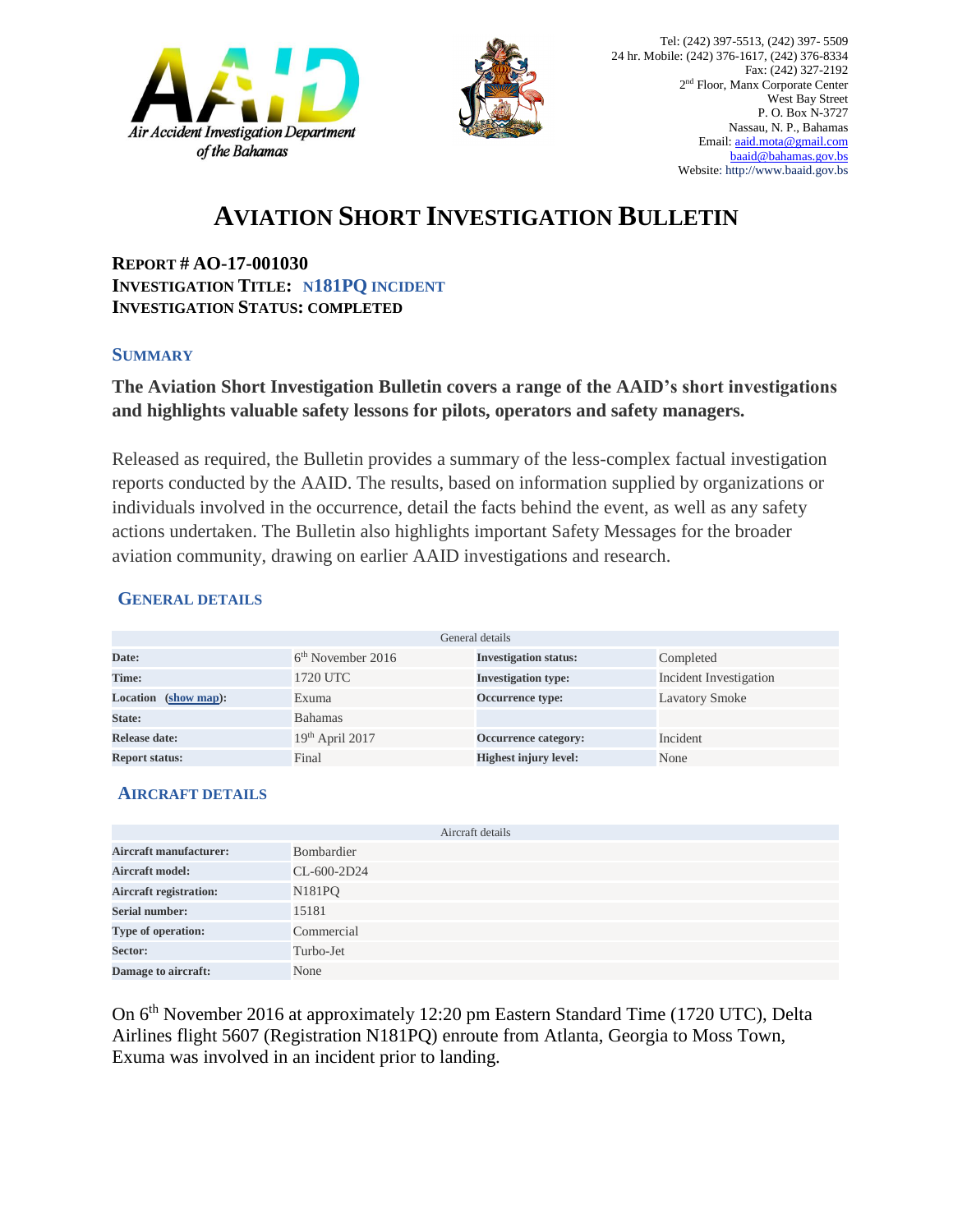Air Accident Investigation Department of the Bahamas

Tel: (242) 397-5513, (242) 397- 5509
24 hr. Mobile: (242) 376-1617, (242) 376-8334
Fax: (242) 327-2192
2nd Floor, Manx Corporate Center
West Bay Street
P. O. Box N-3727
Nassau, N. P., Bahamas
Email: aaid.mota@gmail.com
baaid@bahamas.gov.bs
Website: http://www.baaid.gov.bs

# AVIATION SHORT INVESTIGATION BULLETIN

**REPORT # AO-17-001030**
**INVESTIGATION TITLE: N181PQ INCIDENT**
**INVESTIGATION STATUS: COMPLETED**

## SUMMARY

**The Aviation Short Investigation Bulletin covers a range of the AAID's short investigations and highlights valuable safety lessons for pilots, operators and safety managers.**

Released as required, the Bulletin provides a summary of the less-complex factual investigation reports conducted by the AAID. The results, based on information supplied by organizations or individuals involved in the occurrence, detail the facts behind the event, as well as any safety actions undertaken. The Bulletin also highlights important Safety Messages for the broader aviation community, drawing on earlier AAID investigations and research.

## GENERAL DETAILS

| General details | | | |
|---|---|---|---|
| **Date:** | 6th November 2016 | **Investigation status:** | Completed |
| **Time:** | 1720 UTC | **Investigation type:** | Incident Investigation |
| **Location (show map):** | Exuma | **Occurrence type:** | Lavatory Smoke |
| **State:** | Bahamas | | |
| **Release date:** | 19th April 2017 | **Occurrence category:** | Incident |
| **Report status:** | Final | **Highest injury level:** | None |

## AIRCRAFT DETAILS

| Aircraft details | |
|---|---|
| **Aircraft manufacturer:** | Bombardier |
| **Aircraft model:** | CL-600-2D24 |
| **Aircraft registration:** | N181PQ |
| **Serial number:** | 15181 |
| **Type of operation:** | Commercial |
| **Sector:** | Turbo-Jet |
| **Damage to aircraft:** | None |

On 6th November 2016 at approximately 12:20 pm Eastern Standard Time (1720 UTC), Delta Airlines flight 5607 (Registration N181PQ) enroute from Atlanta, Georgia to Moss Town, Exuma was involved in an incident prior to landing.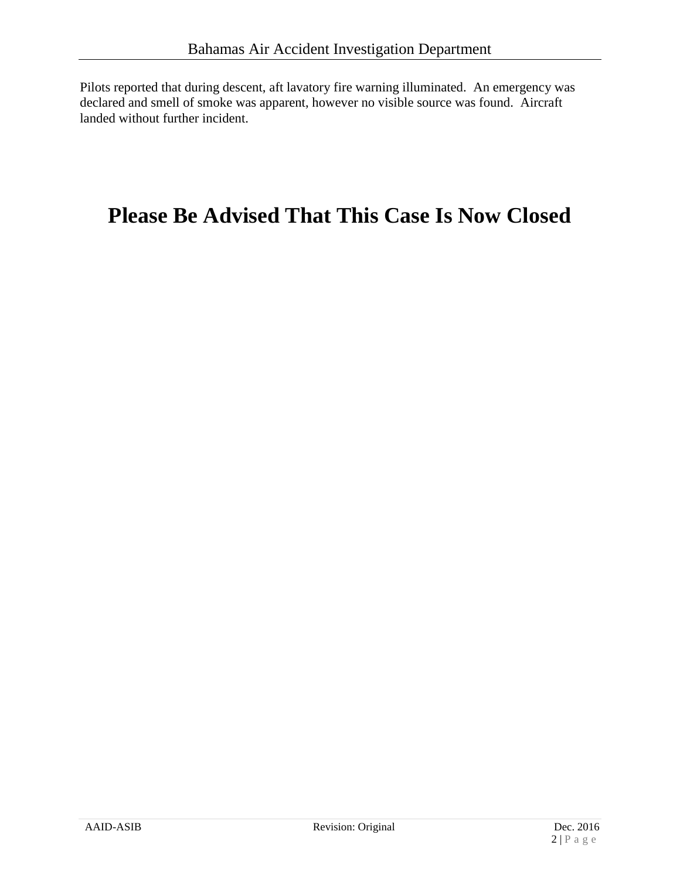Pilots reported that during descent, aft lavatory fire warning illuminated. An emergency was declared and smell of smoke was apparent, however no visible source was found. Aircraft landed without further incident.

# Please Be Advised That This Case Is Now Closed